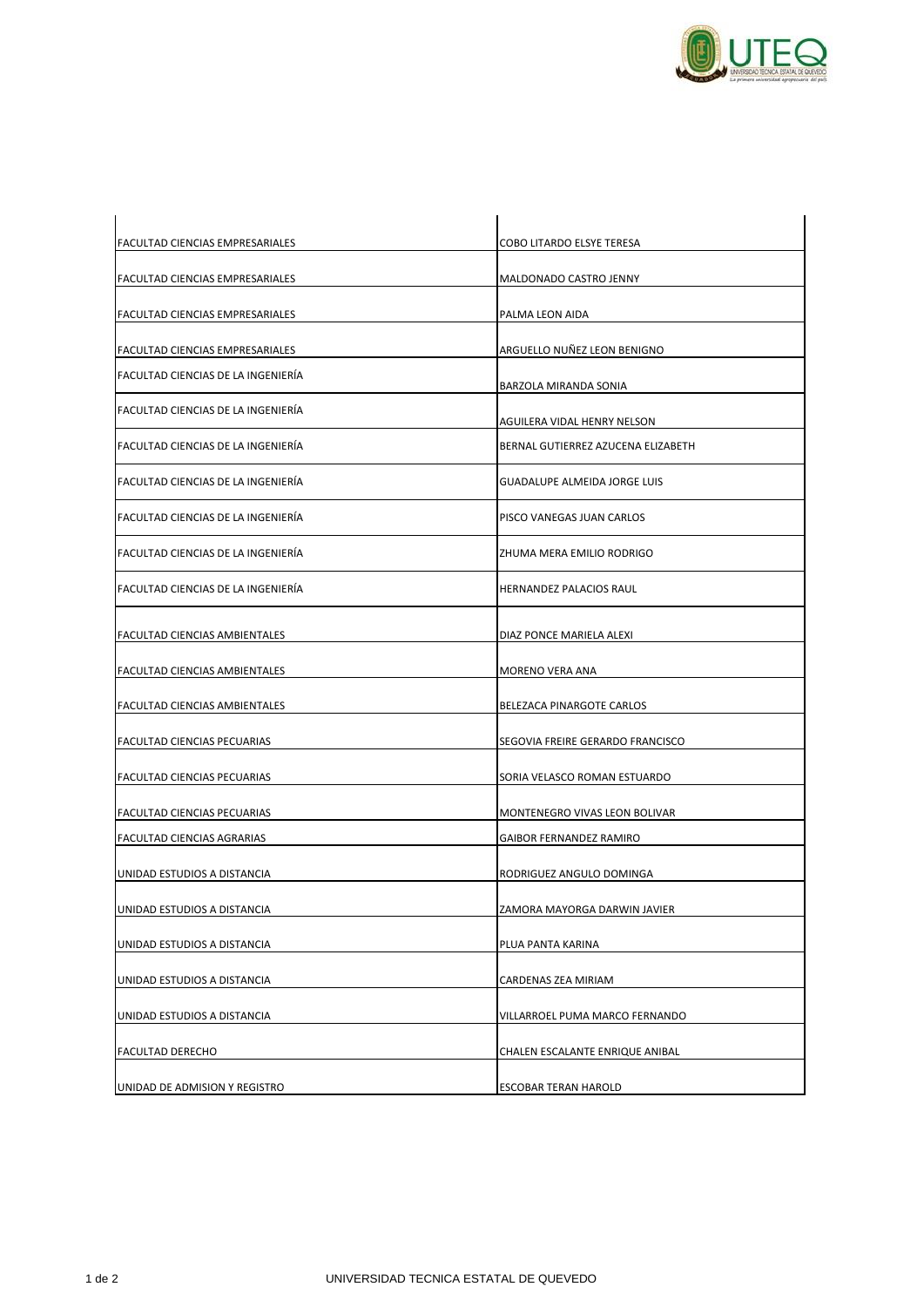| | |
|---|---|
| FACULTAD CIENCIAS EMPRESARIALES | COBO LITARDO ELSYE TERESA |
| FACULTAD CIENCIAS EMPRESARIALES | MALDONADO CASTRO JENNY |
| FACULTAD CIENCIAS EMPRESARIALES | PALMA LEON AIDA |
| FACULTAD CIENCIAS EMPRESARIALES | ARGUELLO NUÑEZ LEON BENIGNO |
| FACULTAD CIENCIAS DE LA INGENIERÍA | BARZOLA MIRANDA SONIA |
| FACULTAD CIENCIAS DE LA INGENIERÍA | AGUILERA VIDAL HENRY NELSON |
| FACULTAD CIENCIAS DE LA INGENIERÍA | BERNAL GUTIERREZ AZUCENA ELIZABETH |
| FACULTAD CIENCIAS DE LA INGENIERÍA | GUADALUPE ALMEIDA JORGE LUIS |
| FACULTAD CIENCIAS DE LA INGENIERÍA | PISCO VANEGAS JUAN CARLOS |
| FACULTAD CIENCIAS DE LA INGENIERÍA | ZHUMA MERA EMILIO RODRIGO |
| FACULTAD CIENCIAS DE LA INGENIERÍA | HERNANDEZ PALACIOS RAUL |
| FACULTAD CIENCIAS AMBIENTALES | DIAZ PONCE MARIELA ALEXI |
| FACULTAD CIENCIAS AMBIENTALES | MORENO VERA ANA |
| FACULTAD CIENCIAS AMBIENTALES | BELEZACA PINARGOTE CARLOS |
| FACULTAD CIENCIAS PECUARIAS | SEGOVIA FREIRE GERARDO FRANCISCO |
| FACULTAD CIENCIAS PECUARIAS | SORIA VELASCO ROMAN ESTUARDO |
| FACULTAD CIENCIAS PECUARIAS | MONTENEGRO VIVAS LEON BOLIVAR |
| FACULTAD CIENCIAS AGRARIAS | GAIBOR FERNANDEZ RAMIRO |
| UNIDAD ESTUDIOS A DISTANCIA | RODRIGUEZ ANGULO DOMINGA |
| UNIDAD ESTUDIOS A DISTANCIA | ZAMORA MAYORGA DARWIN JAVIER |
| UNIDAD ESTUDIOS A DISTANCIA | PLUA PANTA KARINA |
| UNIDAD ESTUDIOS A DISTANCIA | CARDENAS ZEA MIRIAM |
| UNIDAD ESTUDIOS A DISTANCIA | VILLARROEL PUMA MARCO FERNANDO |
| FACULTAD DERECHO | CHALEN ESCALANTE ENRIQUE ANIBAL |
| UNIDAD DE ADMISION Y REGISTRO | ESCOBAR TERAN HAROLD |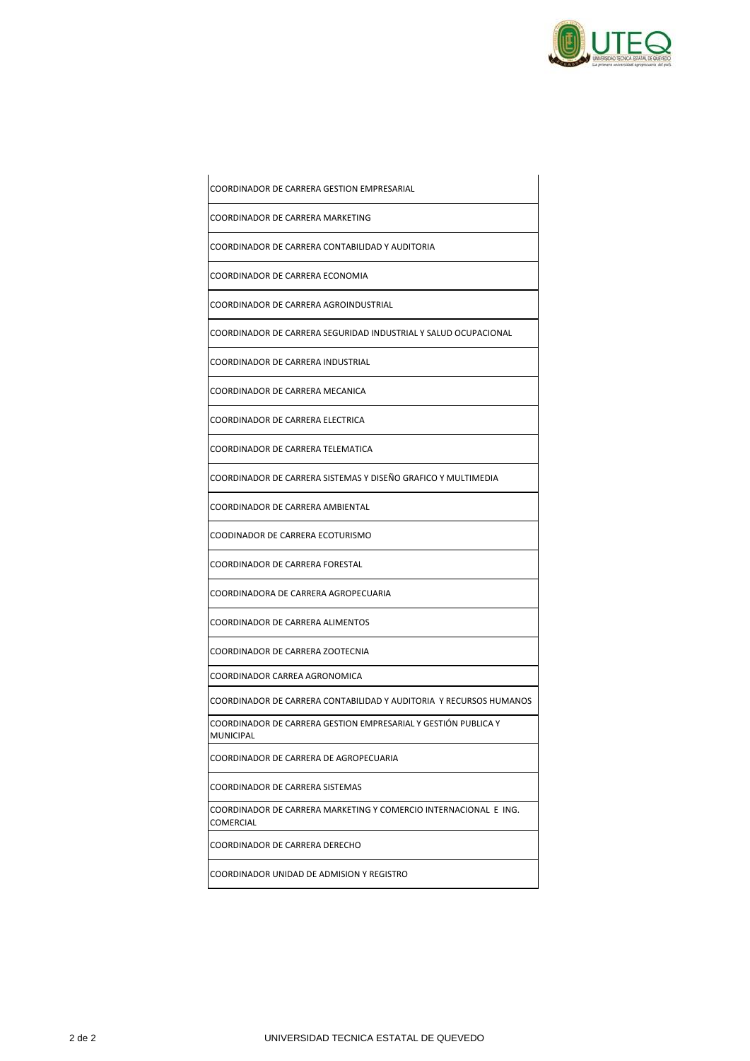| |
|---|
| COORDINADOR DE CARRERA GESTION EMPRESARIAL |
| COORDINADOR DE CARRERA MARKETING |
| COORDINADOR DE CARRERA CONTABILIDAD Y AUDITORIA |
| COORDINADOR DE CARRERA ECONOMIA |
| COORDINADOR DE CARRERA AGROINDUSTRIAL |
| COORDINADOR DE CARRERA SEGURIDAD INDUSTRIAL Y SALUD OCUPACIONAL |
| COORDINADOR DE CARRERA INDUSTRIAL |
| COORDINADOR DE CARRERA MECANICA |
| COORDINADOR DE CARRERA ELECTRICA |
| COORDINADOR DE CARRERA TELEMATICA |
| COORDINADOR DE CARRERA SISTEMAS Y DISEÑO GRAFICO Y MULTIMEDIA |
| COORDINADOR DE CARRERA AMBIENTAL |
| COODINADOR DE CARRERA ECOTURISMO |
| COORDINADOR DE CARRERA FORESTAL |
| COORDINADORA DE CARRERA AGROPECUARIA |
| COORDINADOR DE CARRERA ALIMENTOS |
| COORDINADOR DE CARRERA ZOOTECNIA |
| COORDINADOR CARREA AGRONOMICA |
| COORDINADOR DE CARRERA CONTABILIDAD Y AUDITORIA Y RECURSOS HUMANOS |
| COORDINADOR DE CARRERA GESTION EMPRESARIAL Y GESTIÓN PUBLICA Y MUNICIPAL |
| COORDINADOR DE CARRERA DE AGROPECUARIA |
| COORDINADOR DE CARRERA SISTEMAS |
| COORDINADOR DE CARRERA MARKETING Y COMERCIO INTERNACIONAL E ING. COMERCIAL |
| COORDINADOR DE CARRERA DERECHO |
| COORDINADOR UNIDAD DE ADMISION Y REGISTRO |